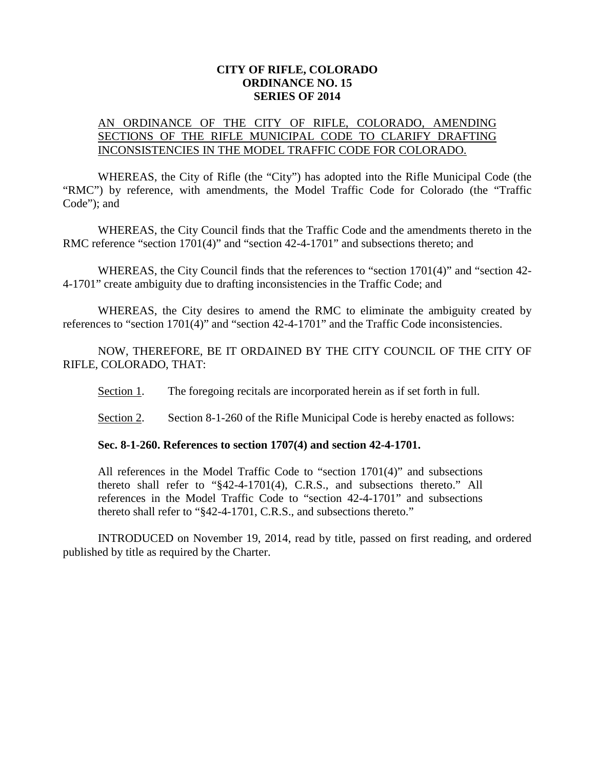# CITY OF RIFLE, COLORADO
# ORDINANCE NO. 15
# SERIES OF 2014

AN ORDINANCE OF THE CITY OF RIFLE, COLORADO, AMENDING SECTIONS OF THE RIFLE MUNICIPAL CODE TO CLARIFY DRAFTING INCONSISTENCIES IN THE MODEL TRAFFIC CODE FOR COLORADO.

WHEREAS, the City of Rifle (the "City") has adopted into the Rifle Municipal Code (the "RMC") by reference, with amendments, the Model Traffic Code for Colorado (the "Traffic Code"); and

WHEREAS, the City Council finds that the Traffic Code and the amendments thereto in the RMC reference "section 1701(4)" and "section 42-4-1701" and subsections thereto; and

WHEREAS, the City Council finds that the references to "section 1701(4)" and "section 42-4-1701" create ambiguity due to drafting inconsistencies in the Traffic Code; and

WHEREAS, the City desires to amend the RMC to eliminate the ambiguity created by references to "section 1701(4)" and "section 42-4-1701" and the Traffic Code inconsistencies.

NOW, THEREFORE, BE IT ORDAINED BY THE CITY COUNCIL OF THE CITY OF RIFLE, COLORADO, THAT:

Section 1. The foregoing recitals are incorporated herein as if set forth in full.

Section 2. Section 8-1-260 of the Rifle Municipal Code is hereby enacted as follows:

**Sec. 8-1-260. References to section 1707(4) and section 42-4-1701.**

> All references in the Model Traffic Code to "section 1701(4)" and subsections thereto shall refer to "§42-4-1701(4), C.R.S., and subsections thereto." All references in the Model Traffic Code to "section 42-4-1701" and subsections thereto shall refer to "§42-4-1701, C.R.S., and subsections thereto."

INTRODUCED on November 19, 2014, read by title, passed on first reading, and ordered published by title as required by the Charter.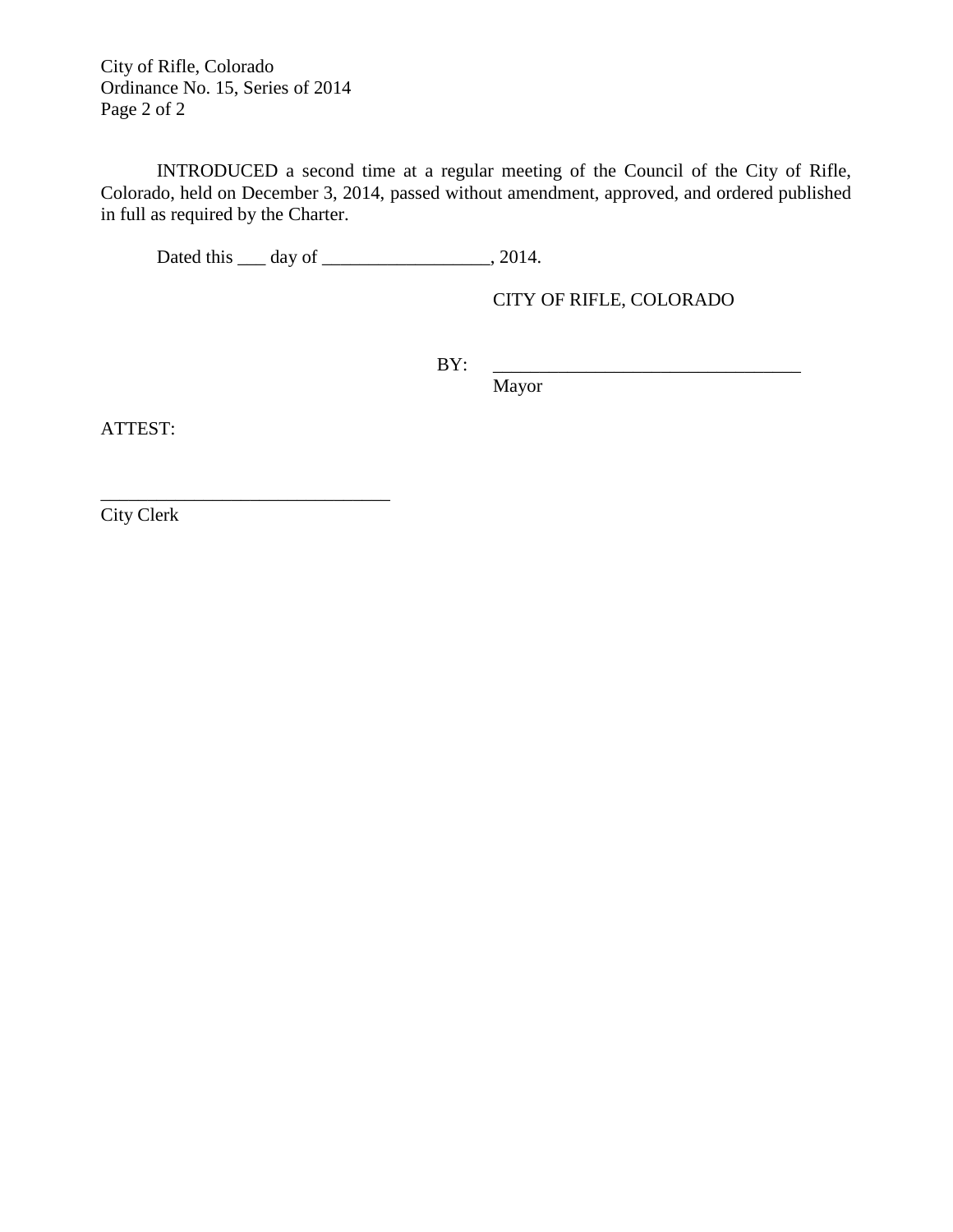INTRODUCED a second time at a regular meeting of the Council of the City of Rifle, Colorado, held on December 3, 2014, passed without amendment, approved, and ordered published in full as required by the Charter.

Dated this ___ day of __________________, 2014.

CITY OF RIFLE, COLORADO

BY: _________________________________
Mayor

ATTEST:

_______________________________
City Clerk